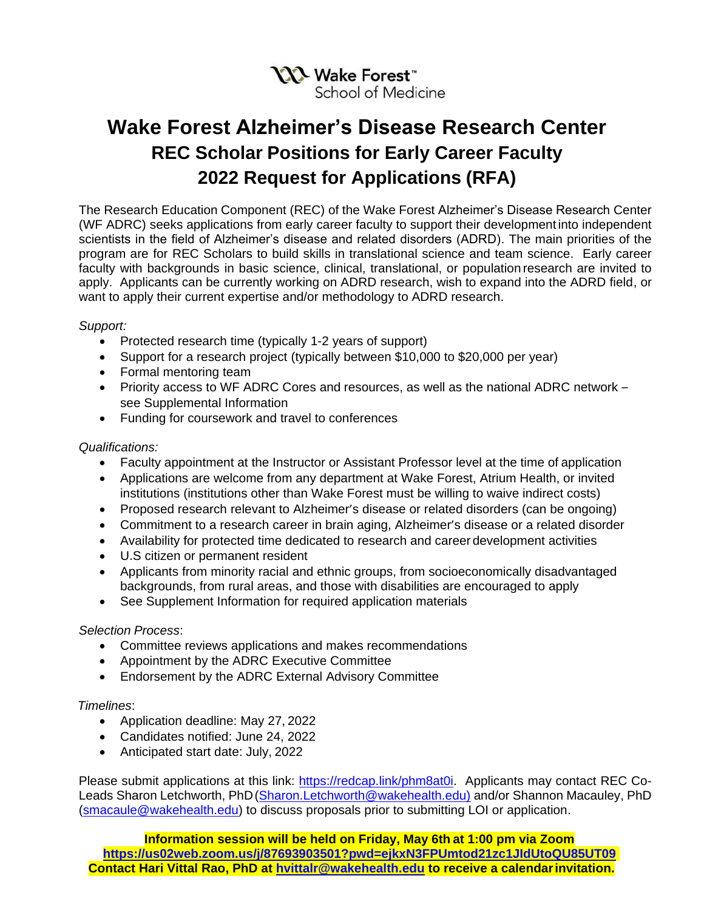Wake Forest™
School of Medicine

# Wake Forest Alzheimer's Disease Research Center

## REC Scholar Positions for Early Career Faculty

## 2022 Request for Applications (RFA)

The Research Education Component (REC) of the Wake Forest Alzheimer's Disease Research Center (WF ADRC) seeks applications from early career faculty to support their development into independent scientists in the field of Alzheimer's disease and related disorders (ADRD). The main priorities of the program are for REC Scholars to build skills in translational science and team science. Early career faculty with backgrounds in basic science, clinical, translational, or population research are invited to apply. Applicants can be currently working on ADRD research, wish to expand into the ADRD field, or want to apply their current expertise and/or methodology to ADRD research.

*Support:*

- Protected research time (typically 1-2 years of support)
- Support for a research project (typically between $10,000 to $20,000 per year)
- Formal mentoring team
- Priority access to WF ADRC Cores and resources, as well as the national ADRC network – see Supplemental Information
- Funding for coursework and travel to conferences

*Qualifications:*

- Faculty appointment at the Instructor or Assistant Professor level at the time of application
- Applications are welcome from any department at Wake Forest, Atrium Health, or invited institutions (institutions other than Wake Forest must be willing to waive indirect costs)
- Proposed research relevant to Alzheimer's disease or related disorders (can be ongoing)
- Commitment to a research career in brain aging, Alzheimer's disease or a related disorder
- Availability for protected time dedicated to research and career development activities
- U.S citizen or permanent resident
- Applicants from minority racial and ethnic groups, from socioeconomically disadvantaged backgrounds, from rural areas, and those with disabilities are encouraged to apply
- See Supplement Information for required application materials

*Selection Process*:

- Committee reviews applications and makes recommendations
- Appointment by the ADRC Executive Committee
- Endorsement by the ADRC External Advisory Committee

*Timelines*:

- Application deadline: May 27, 2022
- Candidates notified: June 24, 2022
- Anticipated start date: July, 2022

Please submit applications at this link: https://redcap.link/phm8at0i. Applicants may contact REC Co-Leads Sharon Letchworth, PhD (Sharon.Letchworth@wakehealth.edu) and/or Shannon Macauley, PhD (smacaule@wakehealth.edu) to discuss proposals prior to submitting LOI or application.

**Information session will be held on Friday, May 6th at 1:00 pm via Zoom**
**https://us02web.zoom.us/j/87693903501?pwd=ejkxN3FPUmtod21zc1JldUtoQU85UT09**
**Contact Hari Vittal Rao, PhD at hvittalr@wakehealth.edu to receive a calendar invitation.**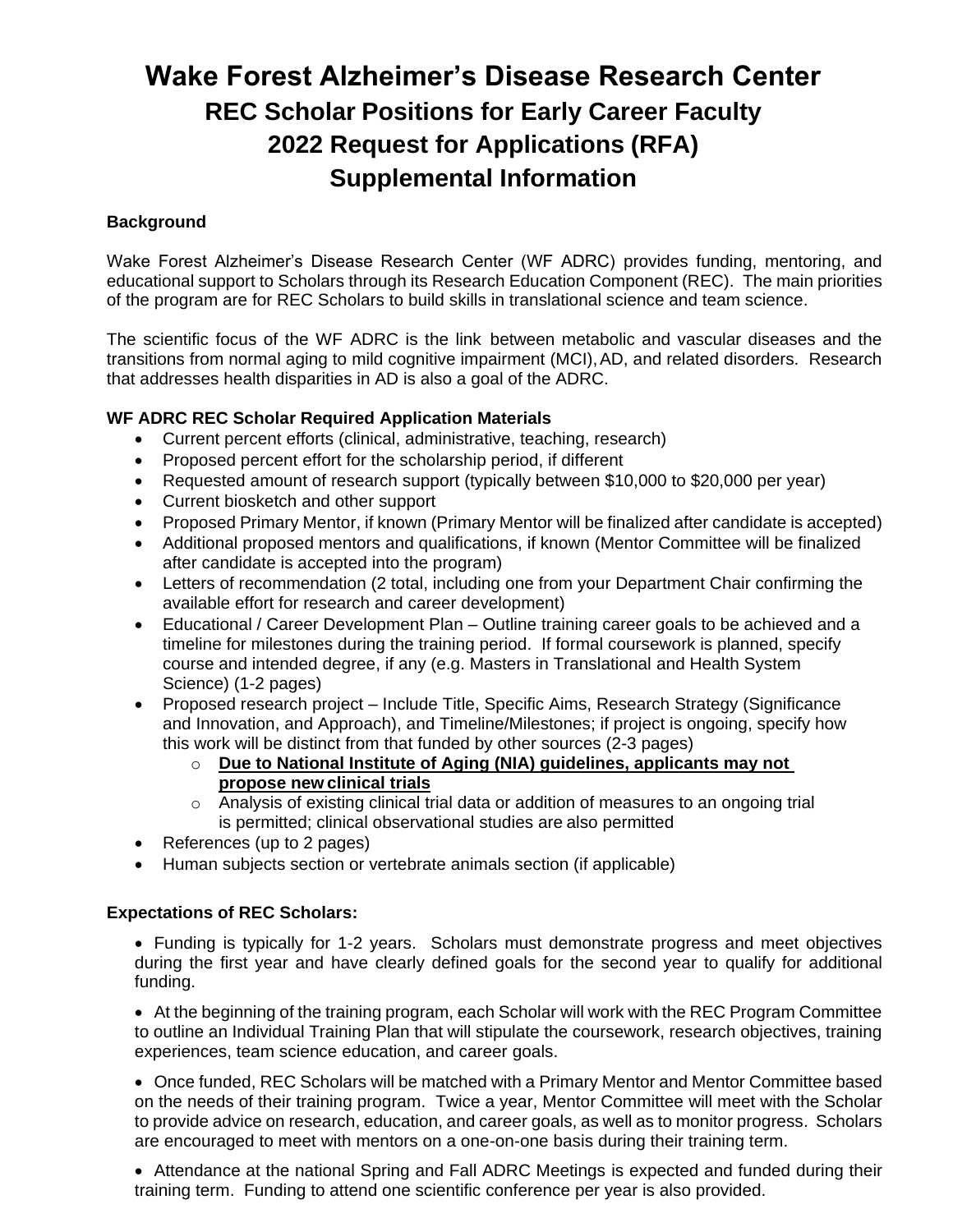# Wake Forest Alzheimer's Disease Research Center
## REC Scholar Positions for Early Career Faculty
## 2022 Request for Applications (RFA)
## Supplemental Information

**Background**

Wake Forest Alzheimer's Disease Research Center (WF ADRC) provides funding, mentoring, and educational support to Scholars through its Research Education Component (REC). The main priorities of the program are for REC Scholars to build skills in translational science and team science.

The scientific focus of the WF ADRC is the link between metabolic and vascular diseases and the transitions from normal aging to mild cognitive impairment (MCI), AD, and related disorders. Research that addresses health disparities in AD is also a goal of the ADRC.

**WF ADRC REC Scholar Required Application Materials**

- Current percent efforts (clinical, administrative, teaching, research)
- Proposed percent effort for the scholarship period, if different
- Requested amount of research support (typically between $10,000 to $20,000 per year)
- Current biosketch and other support
- Proposed Primary Mentor, if known (Primary Mentor will be finalized after candidate is accepted)
- Additional proposed mentors and qualifications, if known (Mentor Committee will be finalized after candidate is accepted into the program)
- Letters of recommendation (2 total, including one from your Department Chair confirming the available effort for research and career development)
- Educational / Career Development Plan – Outline training career goals to be achieved and a timeline for milestones during the training period. If formal coursework is planned, specify course and intended degree, if any (e.g. Masters in Translational and Health System Science) (1-2 pages)
- Proposed research project – Include Title, Specific Aims, Research Strategy (Significance and Innovation, and Approach), and Timeline/Milestones; if project is ongoing, specify how this work will be distinct from that funded by other sources (2-3 pages)
  - **<u>Due to National Institute of Aging (NIA) guidelines, applicants may not propose new clinical trials</u>**
  - Analysis of existing clinical trial data or addition of measures to an ongoing trial is permitted; clinical observational studies are also permitted
- References (up to 2 pages)
- Human subjects section or vertebrate animals section (if applicable)

**Expectations of REC Scholars:**

- Funding is typically for 1-2 years. Scholars must demonstrate progress and meet objectives during the first year and have clearly defined goals for the second year to qualify for additional funding.

- At the beginning of the training program, each Scholar will work with the REC Program Committee to outline an Individual Training Plan that will stipulate the coursework, research objectives, training experiences, team science education, and career goals.

- Once funded, REC Scholars will be matched with a Primary Mentor and Mentor Committee based on the needs of their training program. Twice a year, Mentor Committee will meet with the Scholar to provide advice on research, education, and career goals, as well as to monitor progress. Scholars are encouraged to meet with mentors on a one-on-one basis during their training term.

- Attendance at the national Spring and Fall ADRC Meetings is expected and funded during their training term. Funding to attend one scientific conference per year is also provided.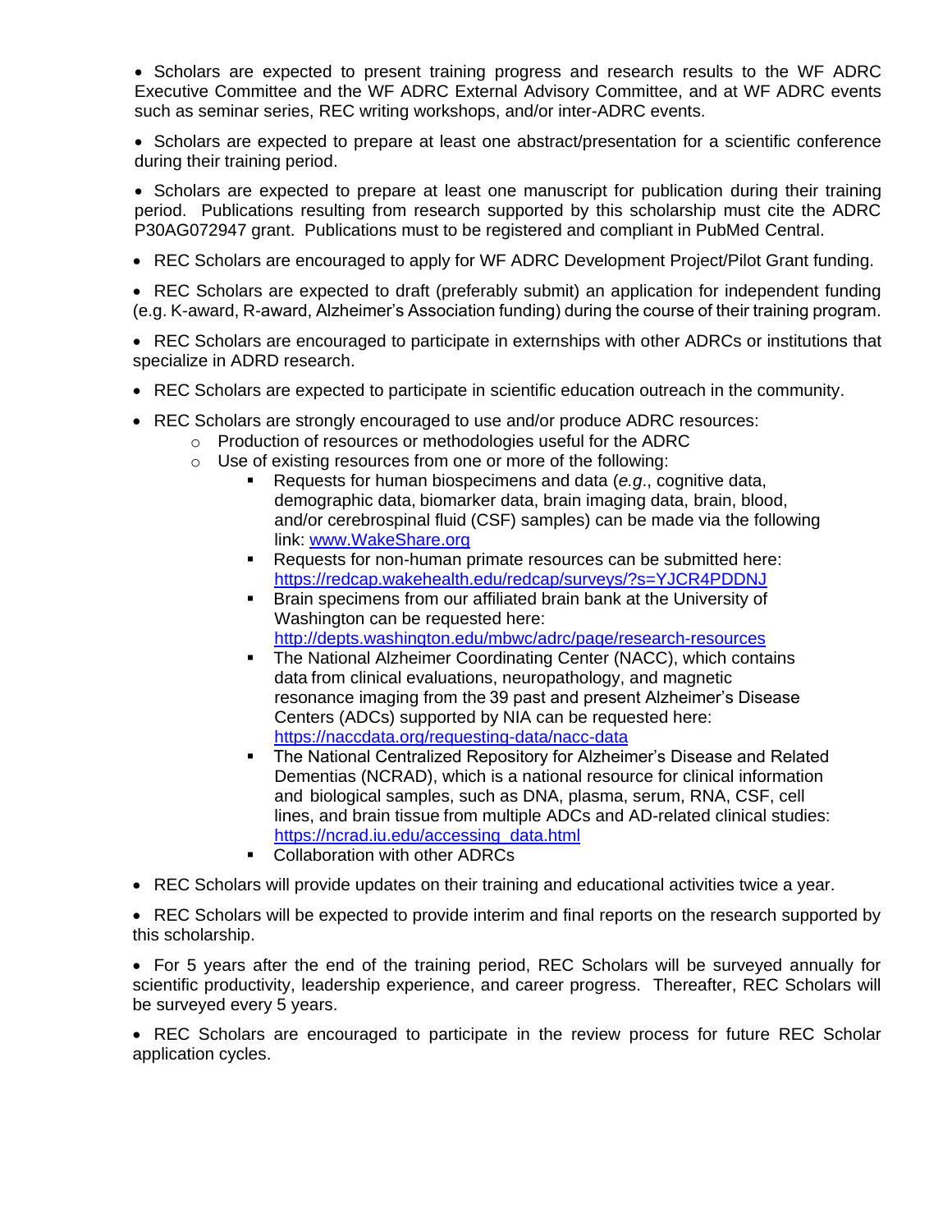- Scholars are expected to present training progress and research results to the WF ADRC Executive Committee and the WF ADRC External Advisory Committee, and at WF ADRC events such as seminar series, REC writing workshops, and/or inter-ADRC events.

- Scholars are expected to prepare at least one abstract/presentation for a scientific conference during their training period.

- Scholars are expected to prepare at least one manuscript for publication during their training period. Publications resulting from research supported by this scholarship must cite the ADRC P30AG072947 grant. Publications must to be registered and compliant in PubMed Central.

- REC Scholars are encouraged to apply for WF ADRC Development Project/Pilot Grant funding.

- REC Scholars are expected to draft (preferably submit) an application for independent funding (e.g. K-award, R-award, Alzheimer's Association funding) during the course of their training program.

- REC Scholars are encouraged to participate in externships with other ADRCs or institutions that specialize in ADRD research.

- REC Scholars are expected to participate in scientific education outreach in the community.

- REC Scholars are strongly encouraged to use and/or produce ADRC resources:
  - Production of resources or methodologies useful for the ADRC
  - Use of existing resources from one or more of the following:
    - Requests for human biospecimens and data (*e.g*., cognitive data, demographic data, biomarker data, brain imaging data, brain, blood, and/or cerebrospinal fluid (CSF) samples) can be made via the following link: [www.WakeShare.org](www.WakeShare.org)
    - Requests for non-human primate resources can be submitted here: [https://redcap.wakehealth.edu/redcap/surveys/?s=YJCR4PDDNJ](https://redcap.wakehealth.edu/redcap/surveys/?s=YJCR4PDDNJ)
    - Brain specimens from our affiliated brain bank at the University of Washington can be requested here: [http://depts.washington.edu/mbwc/adrc/page/research-resources](http://depts.washington.edu/mbwc/adrc/page/research-resources)
    - The National Alzheimer Coordinating Center (NACC), which contains data from clinical evaluations, neuropathology, and magnetic resonance imaging from the 39 past and present Alzheimer's Disease Centers (ADCs) supported by NIA can be requested here: [https://naccdata.org/requesting-data/nacc-data](https://naccdata.org/requesting-data/nacc-data)
    - The National Centralized Repository for Alzheimer's Disease and Related Dementias (NCRAD), which is a national resource for clinical information and biological samples, such as DNA, plasma, serum, RNA, CSF, cell lines, and brain tissue from multiple ADCs and AD-related clinical studies: [https://ncrad.iu.edu/accessing_data.html](https://ncrad.iu.edu/accessing_data.html)
    - Collaboration with other ADRCs

- REC Scholars will provide updates on their training and educational activities twice a year.

- REC Scholars will be expected to provide interim and final reports on the research supported by this scholarship.

- For 5 years after the end of the training period, REC Scholars will be surveyed annually for scientific productivity, leadership experience, and career progress. Thereafter, REC Scholars will be surveyed every 5 years.

- REC Scholars are encouraged to participate in the review process for future REC Scholar application cycles.